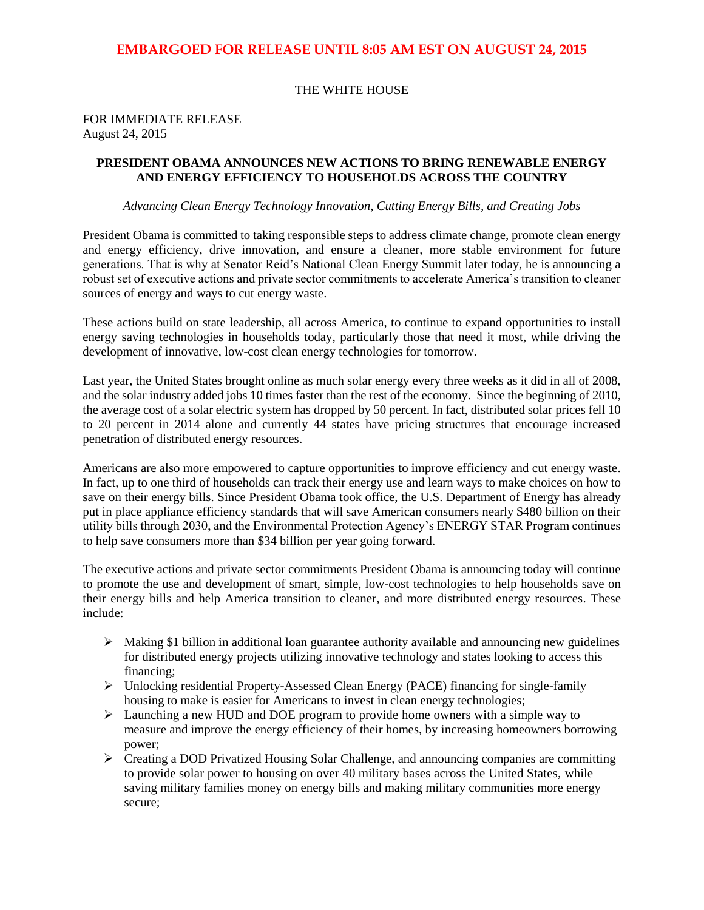**EMBARGOED FOR RELEASE UNTIL 8:05 AM EST ON AUGUST 24, 2015**

THE WHITE HOUSE

FOR IMMEDIATE RELEASE
August 24, 2015

# PRESIDENT OBAMA ANNOUNCES NEW ACTIONS TO BRING RENEWABLE ENERGY AND ENERGY EFFICIENCY TO HOUSEHOLDS ACROSS THE COUNTRY

*Advancing Clean Energy Technology Innovation, Cutting Energy Bills, and Creating Jobs*

President Obama is committed to taking responsible steps to address climate change, promote clean energy and energy efficiency, drive innovation, and ensure a cleaner, more stable environment for future generations. That is why at Senator Reid's National Clean Energy Summit later today, he is announcing a robust set of executive actions and private sector commitments to accelerate America's transition to cleaner sources of energy and ways to cut energy waste.

These actions build on state leadership, all across America, to continue to expand opportunities to install energy saving technologies in households today, particularly those that need it most, while driving the development of innovative, low-cost clean energy technologies for tomorrow.

Last year, the United States brought online as much solar energy every three weeks as it did in all of 2008, and the solar industry added jobs 10 times faster than the rest of the economy. Since the beginning of 2010, the average cost of a solar electric system has dropped by 50 percent. In fact, distributed solar prices fell 10 to 20 percent in 2014 alone and currently 44 states have pricing structures that encourage increased penetration of distributed energy resources.

Americans are also more empowered to capture opportunities to improve efficiency and cut energy waste. In fact, up to one third of households can track their energy use and learn ways to make choices on how to save on their energy bills. Since President Obama took office, the U.S. Department of Energy has already put in place appliance efficiency standards that will save American consumers nearly $480 billion on their utility bills through 2030, and the Environmental Protection Agency's ENERGY STAR Program continues to help save consumers more than $34 billion per year going forward.

The executive actions and private sector commitments President Obama is announcing today will continue to promote the use and development of smart, simple, low-cost technologies to help households save on their energy bills and help America transition to cleaner, and more distributed energy resources. These include:

- Making $1 billion in additional loan guarantee authority available and announcing new guidelines for distributed energy projects utilizing innovative technology and states looking to access this financing;
- Unlocking residential Property-Assessed Clean Energy (PACE) financing for single-family housing to make is easier for Americans to invest in clean energy technologies;
- Launching a new HUD and DOE program to provide home owners with a simple way to measure and improve the energy efficiency of their homes, by increasing homeowners borrowing power;
- Creating a DOD Privatized Housing Solar Challenge, and announcing companies are committing to provide solar power to housing on over 40 military bases across the United States, while saving military families money on energy bills and making military communities more energy secure;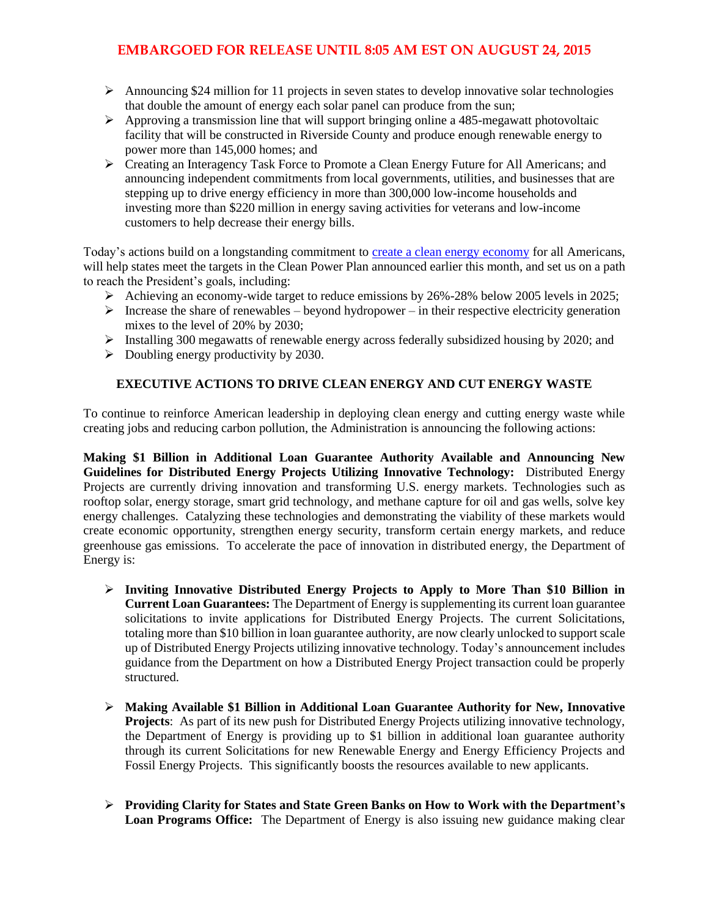**EMBARGOED FOR RELEASE UNTIL 8:05 AM EST ON AUGUST 24, 2015**

- Announcing $24 million for 11 projects in seven states to develop innovative solar technologies that double the amount of energy each solar panel can produce from the sun;
- Approving a transmission line that will support bringing online a 485-megawatt photovoltaic facility that will be constructed in Riverside County and produce enough renewable energy to power more than 145,000 homes; and
- Creating an Interagency Task Force to Promote a Clean Energy Future for All Americans; and announcing independent commitments from local governments, utilities, and businesses that are stepping up to drive energy efficiency in more than 300,000 low-income households and investing more than $220 million in energy saving activities for veterans and low-income customers to help decrease their energy bills.

Today's actions build on a longstanding commitment to create a clean energy economy for all Americans, will help states meet the targets in the Clean Power Plan announced earlier this month, and set us on a path to reach the President's goals, including:

- Achieving an economy-wide target to reduce emissions by 26%-28% below 2005 levels in 2025;
- Increase the share of renewables – beyond hydropower – in their respective electricity generation mixes to the level of 20% by 2030;
- Installing 300 megawatts of renewable energy across federally subsidized housing by 2020; and
- Doubling energy productivity by 2030.

**EXECUTIVE ACTIONS TO DRIVE CLEAN ENERGY AND CUT ENERGY WASTE**

To continue to reinforce American leadership in deploying clean energy and cutting energy waste while creating jobs and reducing carbon pollution, the Administration is announcing the following actions:

**Making $1 Billion in Additional Loan Guarantee Authority Available and Announcing New Guidelines for Distributed Energy Projects Utilizing Innovative Technology:** Distributed Energy Projects are currently driving innovation and transforming U.S. energy markets. Technologies such as rooftop solar, energy storage, smart grid technology, and methane capture for oil and gas wells, solve key energy challenges. Catalyzing these technologies and demonstrating the viability of these markets would create economic opportunity, strengthen energy security, transform certain energy markets, and reduce greenhouse gas emissions. To accelerate the pace of innovation in distributed energy, the Department of Energy is:

- **Inviting Innovative Distributed Energy Projects to Apply to More Than $10 Billion in Current Loan Guarantees:** The Department of Energy is supplementing its current loan guarantee solicitations to invite applications for Distributed Energy Projects. The current Solicitations, totaling more than $10 billion in loan guarantee authority, are now clearly unlocked to support scale up of Distributed Energy Projects utilizing innovative technology. Today's announcement includes guidance from the Department on how a Distributed Energy Project transaction could be properly structured.

- **Making Available $1 Billion in Additional Loan Guarantee Authority for New, Innovative Projects**: As part of its new push for Distributed Energy Projects utilizing innovative technology, the Department of Energy is providing up to $1 billion in additional loan guarantee authority through its current Solicitations for new Renewable Energy and Energy Efficiency Projects and Fossil Energy Projects. This significantly boosts the resources available to new applicants.

- **Providing Clarity for States and State Green Banks on How to Work with the Department's Loan Programs Office:** The Department of Energy is also issuing new guidance making clear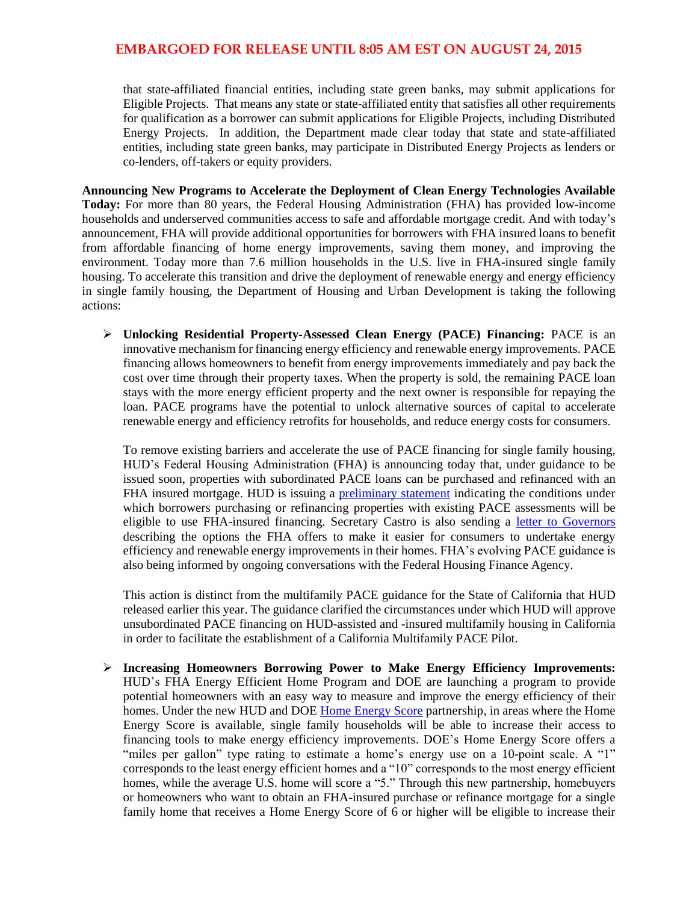that state-affiliated financial entities, including state green banks, may submit applications for Eligible Projects. That means any state or state-affiliated entity that satisfies all other requirements for qualification as a borrower can submit applications for Eligible Projects, including Distributed Energy Projects. In addition, the Department made clear today that state and state-affiliated entities, including state green banks, may participate in Distributed Energy Projects as lenders or co-lenders, off-takers or equity providers.

**Announcing New Programs to Accelerate the Deployment of Clean Energy Technologies Available Today:** For more than 80 years, the Federal Housing Administration (FHA) has provided low-income households and underserved communities access to safe and affordable mortgage credit. And with today's announcement, FHA will provide additional opportunities for borrowers with FHA insured loans to benefit from affordable financing of home energy improvements, saving them money, and improving the environment. Today more than 7.6 million households in the U.S. live in FHA-insured single family housing. To accelerate this transition and drive the deployment of renewable energy and energy efficiency in single family housing, the Department of Housing and Urban Development is taking the following actions:

- **Unlocking Residential Property-Assessed Clean Energy (PACE) Financing:** PACE is an innovative mechanism for financing energy efficiency and renewable energy improvements. PACE financing allows homeowners to benefit from energy improvements immediately and pay back the cost over time through their property taxes. When the property is sold, the remaining PACE loan stays with the more energy efficient property and the next owner is responsible for repaying the loan. PACE programs have the potential to unlock alternative sources of capital to accelerate renewable energy and efficiency retrofits for households, and reduce energy costs for consumers.

  To remove existing barriers and accelerate the use of PACE financing for single family housing, HUD's Federal Housing Administration (FHA) is announcing today that, under guidance to be issued soon, properties with subordinated PACE loans can be purchased and refinanced with an FHA insured mortgage. HUD is issuing a preliminary statement indicating the conditions under which borrowers purchasing or refinancing properties with existing PACE assessments will be eligible to use FHA-insured financing. Secretary Castro is also sending a letter to Governors describing the options the FHA offers to make it easier for consumers to undertake energy efficiency and renewable energy improvements in their homes. FHA's evolving PACE guidance is also being informed by ongoing conversations with the Federal Housing Finance Agency.

  This action is distinct from the multifamily PACE guidance for the State of California that HUD released earlier this year. The guidance clarified the circumstances under which HUD will approve unsubordinated PACE financing on HUD-assisted and -insured multifamily housing in California in order to facilitate the establishment of a California Multifamily PACE Pilot.

- **Increasing Homeowners Borrowing Power to Make Energy Efficiency Improvements:** HUD's FHA Energy Efficient Home Program and DOE are launching a program to provide potential homeowners with an easy way to measure and improve the energy efficiency of their homes. Under the new HUD and DOE Home Energy Score partnership, in areas where the Home Energy Score is available, single family households will be able to increase their access to financing tools to make energy efficiency improvements. DOE's Home Energy Score offers a "miles per gallon" type rating to estimate a home's energy use on a 10-point scale. A "1" corresponds to the least energy efficient homes and a "10" corresponds to the most energy efficient homes, while the average U.S. home will score a "5." Through this new partnership, homebuyers or homeowners who want to obtain an FHA-insured purchase or refinance mortgage for a single family home that receives a Home Energy Score of 6 or higher will be eligible to increase their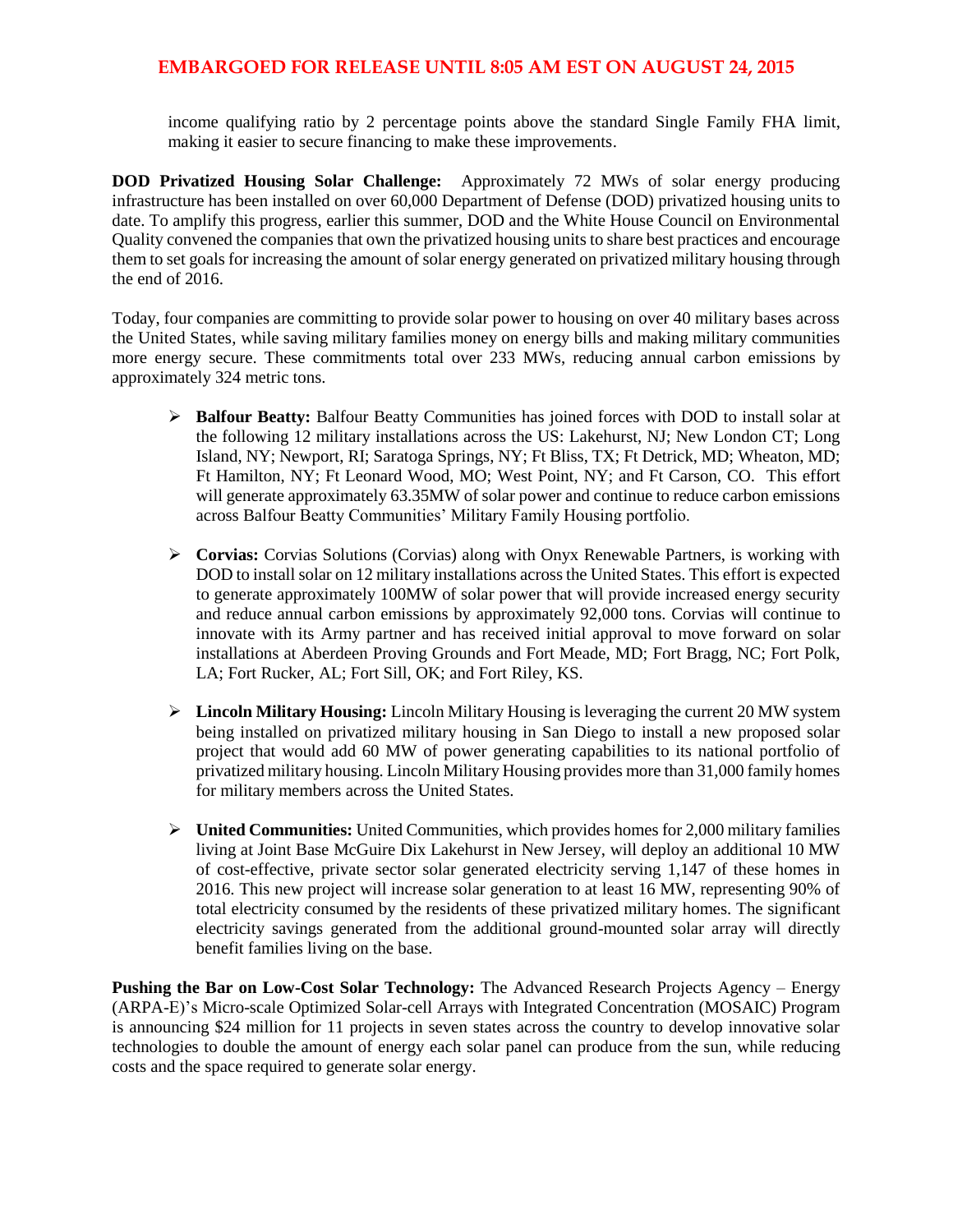income qualifying ratio by 2 percentage points above the standard Single Family FHA limit, making it easier to secure financing to make these improvements.

**DOD Privatized Housing Solar Challenge:** Approximately 72 MWs of solar energy producing infrastructure has been installed on over 60,000 Department of Defense (DOD) privatized housing units to date. To amplify this progress, earlier this summer, DOD and the White House Council on Environmental Quality convened the companies that own the privatized housing units to share best practices and encourage them to set goals for increasing the amount of solar energy generated on privatized military housing through the end of 2016.

Today, four companies are committing to provide solar power to housing on over 40 military bases across the United States, while saving military families money on energy bills and making military communities more energy secure. These commitments total over 233 MWs, reducing annual carbon emissions by approximately 324 metric tons.

- **Balfour Beatty:** Balfour Beatty Communities has joined forces with DOD to install solar at the following 12 military installations across the US: Lakehurst, NJ; New London CT; Long Island, NY; Newport, RI; Saratoga Springs, NY; Ft Bliss, TX; Ft Detrick, MD; Wheaton, MD; Ft Hamilton, NY; Ft Leonard Wood, MO; West Point, NY; and Ft Carson, CO. This effort will generate approximately 63.35MW of solar power and continue to reduce carbon emissions across Balfour Beatty Communities' Military Family Housing portfolio.

- **Corvias:** Corvias Solutions (Corvias) along with Onyx Renewable Partners, is working with DOD to install solar on 12 military installations across the United States. This effort is expected to generate approximately 100MW of solar power that will provide increased energy security and reduce annual carbon emissions by approximately 92,000 tons. Corvias will continue to innovate with its Army partner and has received initial approval to move forward on solar installations at Aberdeen Proving Grounds and Fort Meade, MD; Fort Bragg, NC; Fort Polk, LA; Fort Rucker, AL; Fort Sill, OK; and Fort Riley, KS.

- **Lincoln Military Housing:** Lincoln Military Housing is leveraging the current 20 MW system being installed on privatized military housing in San Diego to install a new proposed solar project that would add 60 MW of power generating capabilities to its national portfolio of privatized military housing. Lincoln Military Housing provides more than 31,000 family homes for military members across the United States.

- **United Communities:** United Communities, which provides homes for 2,000 military families living at Joint Base McGuire Dix Lakehurst in New Jersey, will deploy an additional 10 MW of cost-effective, private sector solar generated electricity serving 1,147 of these homes in 2016. This new project will increase solar generation to at least 16 MW, representing 90% of total electricity consumed by the residents of these privatized military homes. The significant electricity savings generated from the additional ground-mounted solar array will directly benefit families living on the base.

**Pushing the Bar on Low-Cost Solar Technology:** The Advanced Research Projects Agency – Energy (ARPA-E)'s Micro-scale Optimized Solar-cell Arrays with Integrated Concentration (MOSAIC) Program is announcing $24 million for 11 projects in seven states across the country to develop innovative solar technologies to double the amount of energy each solar panel can produce from the sun, while reducing costs and the space required to generate solar energy.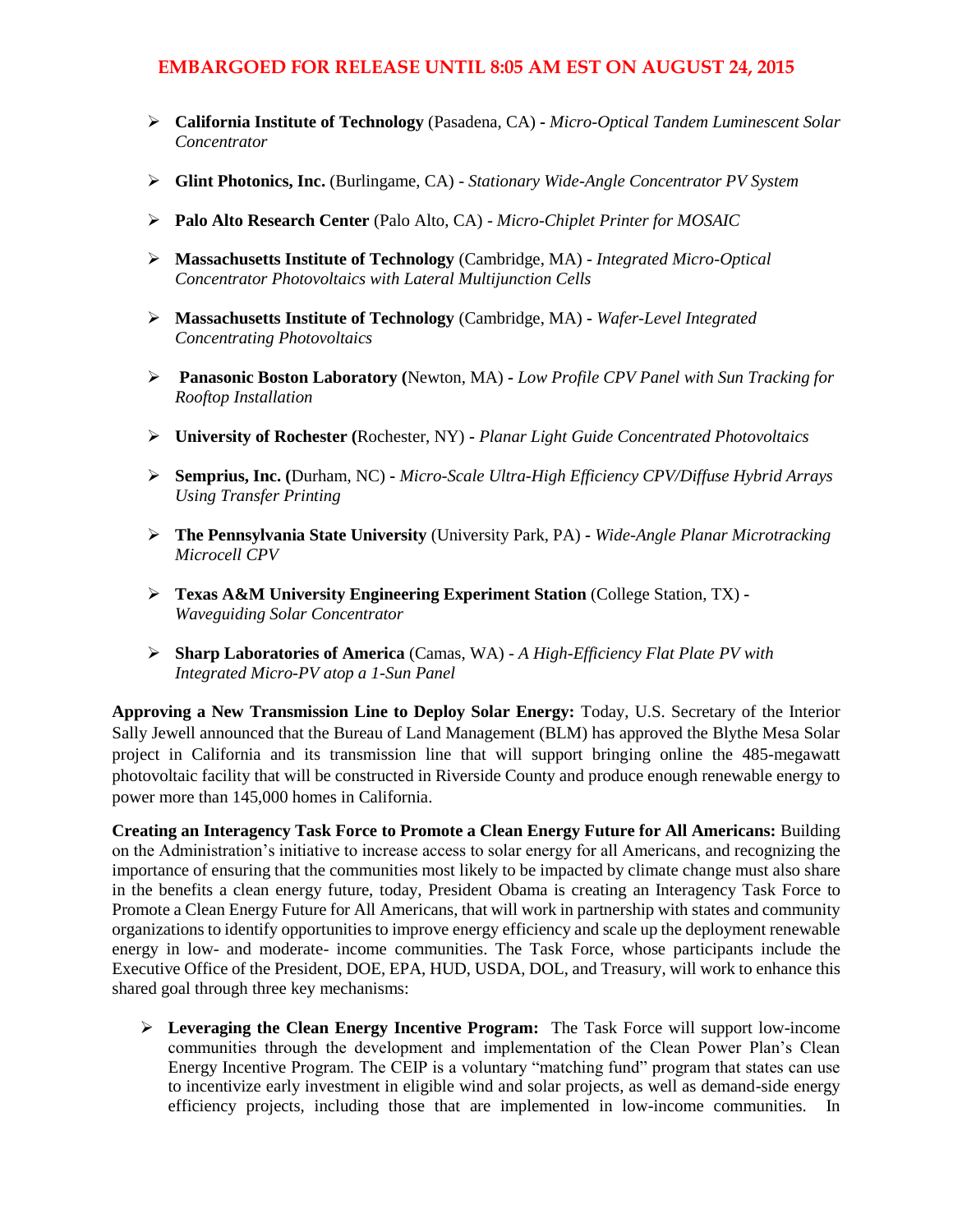**EMBARGOED FOR RELEASE UNTIL 8:05 AM EST ON AUGUST 24, 2015**

- **California Institute of Technology** (Pasadena, CA) - *Micro-Optical Tandem Luminescent Solar Concentrator*
- **Glint Photonics, Inc.** (Burlingame, CA) - *Stationary Wide-Angle Concentrator PV System*
- **Palo Alto Research Center** (Palo Alto, CA) - *Micro-Chiplet Printer for MOSAIC*
- **Massachusetts Institute of Technology** (Cambridge, MA) - *Integrated Micro-Optical Concentrator Photovoltaics with Lateral Multijunction Cells*
- **Massachusetts Institute of Technology** (Cambridge, MA) - *Wafer-Level Integrated Concentrating Photovoltaics*
- **Panasonic Boston Laboratory (**Newton, MA) - *Low Profile CPV Panel with Sun Tracking for Rooftop Installation*
- **University of Rochester (**Rochester, NY) - *Planar Light Guide Concentrated Photovoltaics*
- **Semprius, Inc. (**Durham, NC) - *Micro-Scale Ultra-High Efficiency CPV/Diffuse Hybrid Arrays Using Transfer Printing*
- **The Pennsylvania State University** (University Park, PA) - *Wide-Angle Planar Microtracking Microcell CPV*
- **Texas A&M University Engineering Experiment Station** (College Station, TX) - *Waveguiding Solar Concentrator*
- **Sharp Laboratories of America** (Camas, WA) - *A High-Efficiency Flat Plate PV with Integrated Micro-PV atop a 1-Sun Panel*

**Approving a New Transmission Line to Deploy Solar Energy:** Today, U.S. Secretary of the Interior Sally Jewell announced that the Bureau of Land Management (BLM) has approved the Blythe Mesa Solar project in California and its transmission line that will support bringing online the 485-megawatt photovoltaic facility that will be constructed in Riverside County and produce enough renewable energy to power more than 145,000 homes in California.

**Creating an Interagency Task Force to Promote a Clean Energy Future for All Americans:** Building on the Administration's initiative to increase access to solar energy for all Americans, and recognizing the importance of ensuring that the communities most likely to be impacted by climate change must also share in the benefits a clean energy future, today, President Obama is creating an Interagency Task Force to Promote a Clean Energy Future for All Americans, that will work in partnership with states and community organizations to identify opportunities to improve energy efficiency and scale up the deployment renewable energy in low- and moderate- income communities. The Task Force, whose participants include the Executive Office of the President, DOE, EPA, HUD, USDA, DOL, and Treasury, will work to enhance this shared goal through three key mechanisms:

- **Leveraging the Clean Energy Incentive Program:** The Task Force will support low-income communities through the development and implementation of the Clean Power Plan's Clean Energy Incentive Program. The CEIP is a voluntary "matching fund" program that states can use to incentivize early investment in eligible wind and solar projects, as well as demand-side energy efficiency projects, including those that are implemented in low-income communities. In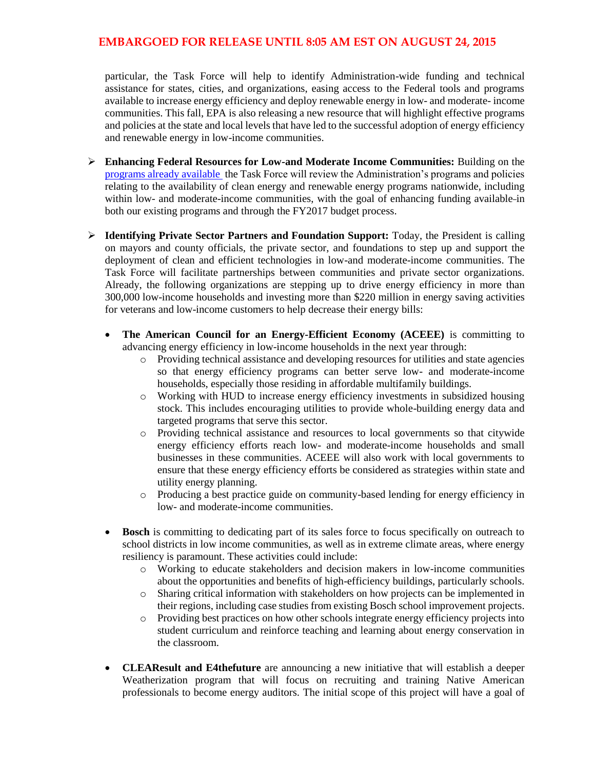particular, the Task Force will help to identify Administration-wide funding and technical assistance for states, cities, and organizations, easing access to the Federal tools and programs available to increase energy efficiency and deploy renewable energy in low- and moderate- income communities. This fall, EPA is also releasing a new resource that will highlight effective programs and policies at the state and local levels that have led to the successful adoption of energy efficiency and renewable energy in low-income communities.

- **Enhancing Federal Resources for Low-and Moderate Income Communities:** Building on the programs already available the Task Force will review the Administration's programs and policies relating to the availability of clean energy and renewable energy programs nationwide, including within low- and moderate-income communities, with the goal of enhancing funding available in both our existing programs and through the FY2017 budget process.

- **Identifying Private Sector Partners and Foundation Support:** Today, the President is calling on mayors and county officials, the private sector, and foundations to step up and support the deployment of clean and efficient technologies in low-and moderate-income communities. The Task Force will facilitate partnerships between communities and private sector organizations. Already, the following organizations are stepping up to drive energy efficiency in more than 300,000 low-income households and investing more than $220 million in energy saving activities for veterans and low-income customers to help decrease their energy bills:

  - **The American Council for an Energy-Efficient Economy (ACEEE)** is committing to advancing energy efficiency in low-income households in the next year through:
    - Providing technical assistance and developing resources for utilities and state agencies so that energy efficiency programs can better serve low- and moderate-income households, especially those residing in affordable multifamily buildings.
    - Working with HUD to increase energy efficiency investments in subsidized housing stock. This includes encouraging utilities to provide whole-building energy data and targeted programs that serve this sector.
    - Providing technical assistance and resources to local governments so that citywide energy efficiency efforts reach low- and moderate-income households and small businesses in these communities. ACEEE will also work with local governments to ensure that these energy efficiency efforts be considered as strategies within state and utility energy planning.
    - Producing a best practice guide on community-based lending for energy efficiency in low- and moderate-income communities.

  - **Bosch** is committing to dedicating part of its sales force to focus specifically on outreach to school districts in low income communities, as well as in extreme climate areas, where energy resiliency is paramount. These activities could include:
    - Working to educate stakeholders and decision makers in low-income communities about the opportunities and benefits of high-efficiency buildings, particularly schools.
    - Sharing critical information with stakeholders on how projects can be implemented in their regions, including case studies from existing Bosch school improvement projects.
    - Providing best practices on how other schools integrate energy efficiency projects into student curriculum and reinforce teaching and learning about energy conservation in the classroom.

  - **CLEAResult and E4thefuture** are announcing a new initiative that will establish a deeper Weatherization program that will focus on recruiting and training Native American professionals to become energy auditors. The initial scope of this project will have a goal of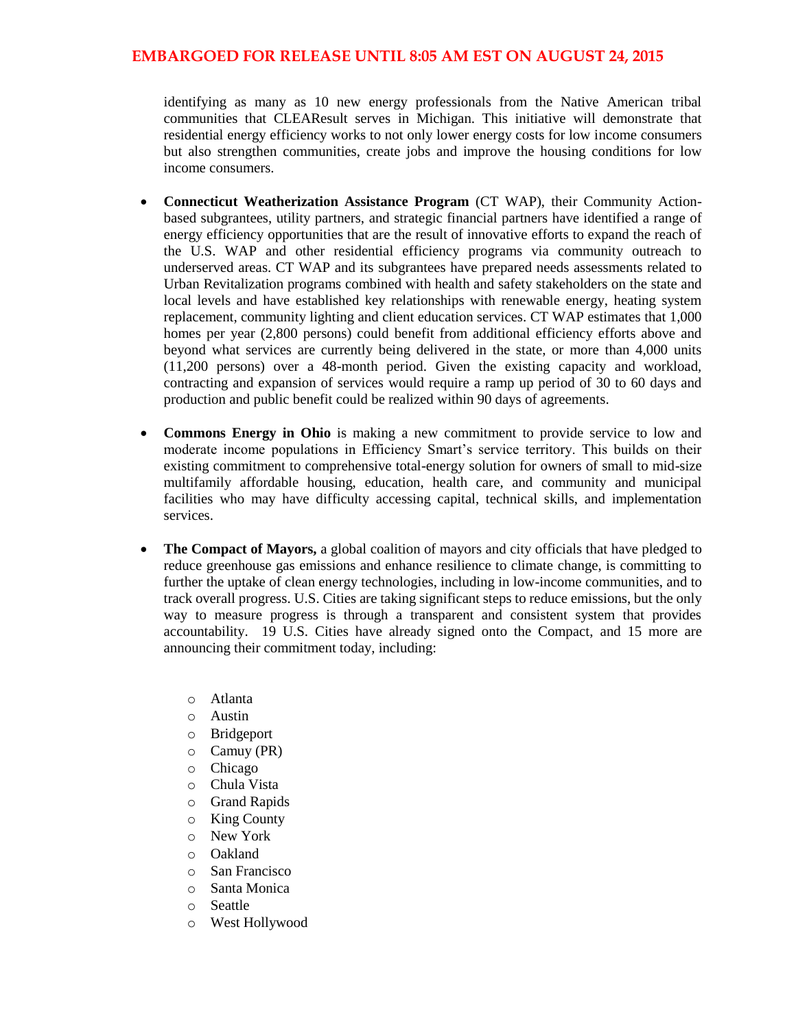identifying as many as 10 new energy professionals from the Native American tribal communities that CLEAResult serves in Michigan. This initiative will demonstrate that residential energy efficiency works to not only lower energy costs for low income consumers but also strengthen communities, create jobs and improve the housing conditions for low income consumers.

- **Connecticut Weatherization Assistance Program** (CT WAP), their Community Action-based subgrantees, utility partners, and strategic financial partners have identified a range of energy efficiency opportunities that are the result of innovative efforts to expand the reach of the U.S. WAP and other residential efficiency programs via community outreach to underserved areas. CT WAP and its subgrantees have prepared needs assessments related to Urban Revitalization programs combined with health and safety stakeholders on the state and local levels and have established key relationships with renewable energy, heating system replacement, community lighting and client education services. CT WAP estimates that 1,000 homes per year (2,800 persons) could benefit from additional efficiency efforts above and beyond what services are currently being delivered in the state, or more than 4,000 units (11,200 persons) over a 48-month period. Given the existing capacity and workload, contracting and expansion of services would require a ramp up period of 30 to 60 days and production and public benefit could be realized within 90 days of agreements.

- **Commons Energy in Ohio** is making a new commitment to provide service to low and moderate income populations in Efficiency Smart's service territory. This builds on their existing commitment to comprehensive total-energy solution for owners of small to mid-size multifamily affordable housing, education, health care, and community and municipal facilities who may have difficulty accessing capital, technical skills, and implementation services.

- **The Compact of Mayors,** a global coalition of mayors and city officials that have pledged to reduce greenhouse gas emissions and enhance resilience to climate change, is committing to further the uptake of clean energy technologies, including in low-income communities, and to track overall progress. U.S. Cities are taking significant steps to reduce emissions, but the only way to measure progress is through a transparent and consistent system that provides accountability. 19 U.S. Cities have already signed onto the Compact, and 15 more are announcing their commitment today, including:

  - Atlanta
  - Austin
  - Bridgeport
  - Camuy (PR)
  - Chicago
  - Chula Vista
  - Grand Rapids
  - King County
  - New York
  - Oakland
  - San Francisco
  - Santa Monica
  - Seattle
  - West Hollywood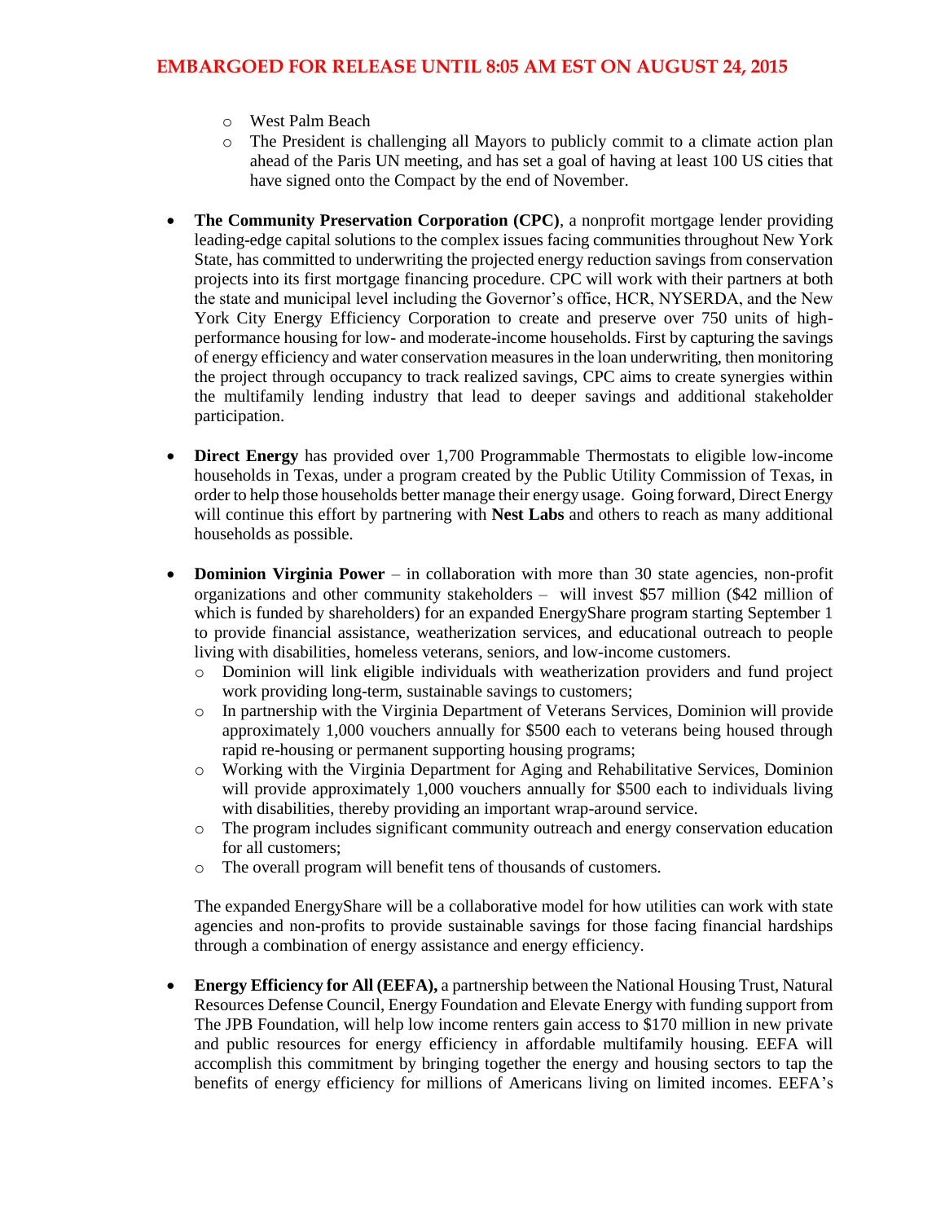- West Palm Beach
- The President is challenging all Mayors to publicly commit to a climate action plan ahead of the Paris UN meeting, and has set a goal of having at least 100 US cities that have signed onto the Compact by the end of November.

- **The Community Preservation Corporation (CPC)**, a nonprofit mortgage lender providing leading-edge capital solutions to the complex issues facing communities throughout New York State, has committed to underwriting the projected energy reduction savings from conservation projects into its first mortgage financing procedure. CPC will work with their partners at both the state and municipal level including the Governor's office, HCR, NYSERDA, and the New York City Energy Efficiency Corporation to create and preserve over 750 units of high-performance housing for low- and moderate-income households. First by capturing the savings of energy efficiency and water conservation measures in the loan underwriting, then monitoring the project through occupancy to track realized savings, CPC aims to create synergies within the multifamily lending industry that lead to deeper savings and additional stakeholder participation.

- **Direct Energy** has provided over 1,700 Programmable Thermostats to eligible low-income households in Texas, under a program created by the Public Utility Commission of Texas, in order to help those households better manage their energy usage. Going forward, Direct Energy will continue this effort by partnering with **Nest Labs** and others to reach as many additional households as possible.

- **Dominion Virginia Power** – in collaboration with more than 30 state agencies, non-profit organizations and other community stakeholders – will invest $57 million ($42 million of which is funded by shareholders) for an expanded EnergyShare program starting September 1 to provide financial assistance, weatherization services, and educational outreach to people living with disabilities, homeless veterans, seniors, and low-income customers.
  - Dominion will link eligible individuals with weatherization providers and fund project work providing long-term, sustainable savings to customers;
  - In partnership with the Virginia Department of Veterans Services, Dominion will provide approximately 1,000 vouchers annually for $500 each to veterans being housed through rapid re-housing or permanent supporting housing programs;
  - Working with the Virginia Department for Aging and Rehabilitative Services, Dominion will provide approximately 1,000 vouchers annually for $500 each to individuals living with disabilities, thereby providing an important wrap-around service.
  - The program includes significant community outreach and energy conservation education for all customers;
  - The overall program will benefit tens of thousands of customers.

  The expanded EnergyShare will be a collaborative model for how utilities can work with state agencies and non-profits to provide sustainable savings for those facing financial hardships through a combination of energy assistance and energy efficiency.

- **Energy Efficiency for All (EEFA),** a partnership between the National Housing Trust, Natural Resources Defense Council, Energy Foundation and Elevate Energy with funding support from The JPB Foundation, will help low income renters gain access to $170 million in new private and public resources for energy efficiency in affordable multifamily housing. EEFA will accomplish this commitment by bringing together the energy and housing sectors to tap the benefits of energy efficiency for millions of Americans living on limited incomes. EEFA's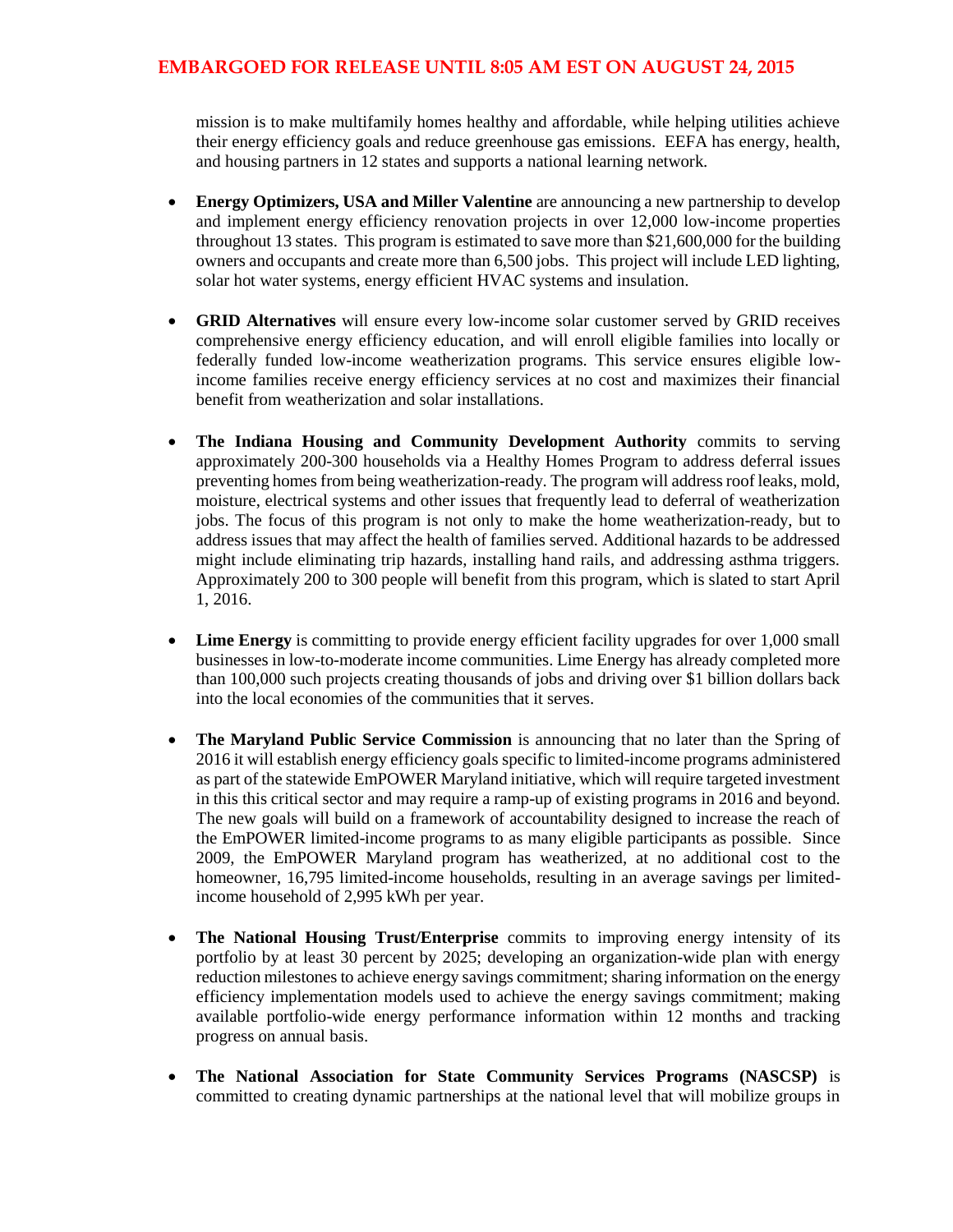mission is to make multifamily homes healthy and affordable, while helping utilities achieve their energy efficiency goals and reduce greenhouse gas emissions. EEFA has energy, health, and housing partners in 12 states and supports a national learning network.

- **Energy Optimizers, USA and Miller Valentine** are announcing a new partnership to develop and implement energy efficiency renovation projects in over 12,000 low-income properties throughout 13 states. This program is estimated to save more than $21,600,000 for the building owners and occupants and create more than 6,500 jobs. This project will include LED lighting, solar hot water systems, energy efficient HVAC systems and insulation.

- **GRID Alternatives** will ensure every low-income solar customer served by GRID receives comprehensive energy efficiency education, and will enroll eligible families into locally or federally funded low-income weatherization programs. This service ensures eligible low-income families receive energy efficiency services at no cost and maximizes their financial benefit from weatherization and solar installations.

- **The Indiana Housing and Community Development Authority** commits to serving approximately 200-300 households via a Healthy Homes Program to address deferral issues preventing homes from being weatherization-ready. The program will address roof leaks, mold, moisture, electrical systems and other issues that frequently lead to deferral of weatherization jobs. The focus of this program is not only to make the home weatherization-ready, but to address issues that may affect the health of families served. Additional hazards to be addressed might include eliminating trip hazards, installing hand rails, and addressing asthma triggers. Approximately 200 to 300 people will benefit from this program, which is slated to start April 1, 2016.

- **Lime Energy** is committing to provide energy efficient facility upgrades for over 1,000 small businesses in low-to-moderate income communities. Lime Energy has already completed more than 100,000 such projects creating thousands of jobs and driving over $1 billion dollars back into the local economies of the communities that it serves.

- **The Maryland Public Service Commission** is announcing that no later than the Spring of 2016 it will establish energy efficiency goals specific to limited-income programs administered as part of the statewide EmPOWER Maryland initiative, which will require targeted investment in this this critical sector and may require a ramp-up of existing programs in 2016 and beyond. The new goals will build on a framework of accountability designed to increase the reach of the EmPOWER limited-income programs to as many eligible participants as possible. Since 2009, the EmPOWER Maryland program has weatherized, at no additional cost to the homeowner, 16,795 limited-income households, resulting in an average savings per limited-income household of 2,995 kWh per year.

- **The National Housing Trust/Enterprise** commits to improving energy intensity of its portfolio by at least 30 percent by 2025; developing an organization-wide plan with energy reduction milestones to achieve energy savings commitment; sharing information on the energy efficiency implementation models used to achieve the energy savings commitment; making available portfolio-wide energy performance information within 12 months and tracking progress on annual basis.

- **The National Association for State Community Services Programs (NASCSP)** is committed to creating dynamic partnerships at the national level that will mobilize groups in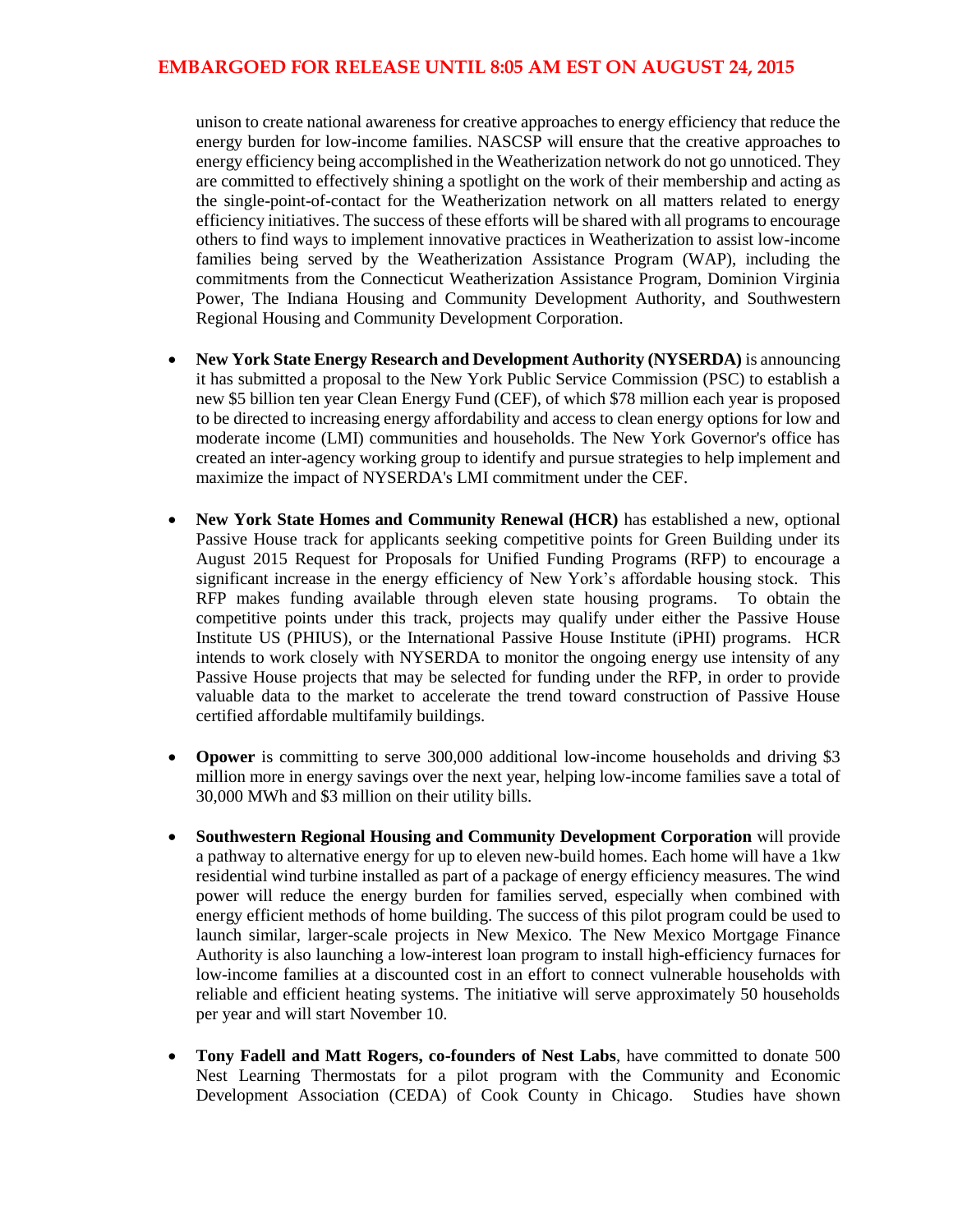unison to create national awareness for creative approaches to energy efficiency that reduce the energy burden for low-income families. NASCSP will ensure that the creative approaches to energy efficiency being accomplished in the Weatherization network do not go unnoticed. They are committed to effectively shining a spotlight on the work of their membership and acting as the single-point-of-contact for the Weatherization network on all matters related to energy efficiency initiatives. The success of these efforts will be shared with all programs to encourage others to find ways to implement innovative practices in Weatherization to assist low-income families being served by the Weatherization Assistance Program (WAP), including the commitments from the Connecticut Weatherization Assistance Program, Dominion Virginia Power, The Indiana Housing and Community Development Authority, and Southwestern Regional Housing and Community Development Corporation.

- **New York State Energy Research and Development Authority (NYSERDA)** is announcing it has submitted a proposal to the New York Public Service Commission (PSC) to establish a new $5 billion ten year Clean Energy Fund (CEF), of which $78 million each year is proposed to be directed to increasing energy affordability and access to clean energy options for low and moderate income (LMI) communities and households. The New York Governor's office has created an inter-agency working group to identify and pursue strategies to help implement and maximize the impact of NYSERDA's LMI commitment under the CEF.

- **New York State Homes and Community Renewal (HCR)** has established a new, optional Passive House track for applicants seeking competitive points for Green Building under its August 2015 Request for Proposals for Unified Funding Programs (RFP) to encourage a significant increase in the energy efficiency of New York's affordable housing stock. This RFP makes funding available through eleven state housing programs. To obtain the competitive points under this track, projects may qualify under either the Passive House Institute US (PHIUS), or the International Passive House Institute (iPHI) programs. HCR intends to work closely with NYSERDA to monitor the ongoing energy use intensity of any Passive House projects that may be selected for funding under the RFP, in order to provide valuable data to the market to accelerate the trend toward construction of Passive House certified affordable multifamily buildings.

- **Opower** is committing to serve 300,000 additional low-income households and driving $3 million more in energy savings over the next year, helping low-income families save a total of 30,000 MWh and $3 million on their utility bills.

- **Southwestern Regional Housing and Community Development Corporation** will provide a pathway to alternative energy for up to eleven new-build homes. Each home will have a 1kw residential wind turbine installed as part of a package of energy efficiency measures. The wind power will reduce the energy burden for families served, especially when combined with energy efficient methods of home building. The success of this pilot program could be used to launch similar, larger-scale projects in New Mexico. The New Mexico Mortgage Finance Authority is also launching a low-interest loan program to install high-efficiency furnaces for low-income families at a discounted cost in an effort to connect vulnerable households with reliable and efficient heating systems. The initiative will serve approximately 50 households per year and will start November 10.

- **Tony Fadell and Matt Rogers, co-founders of Nest Labs**, have committed to donate 500 Nest Learning Thermostats for a pilot program with the Community and Economic Development Association (CEDA) of Cook County in Chicago. Studies have shown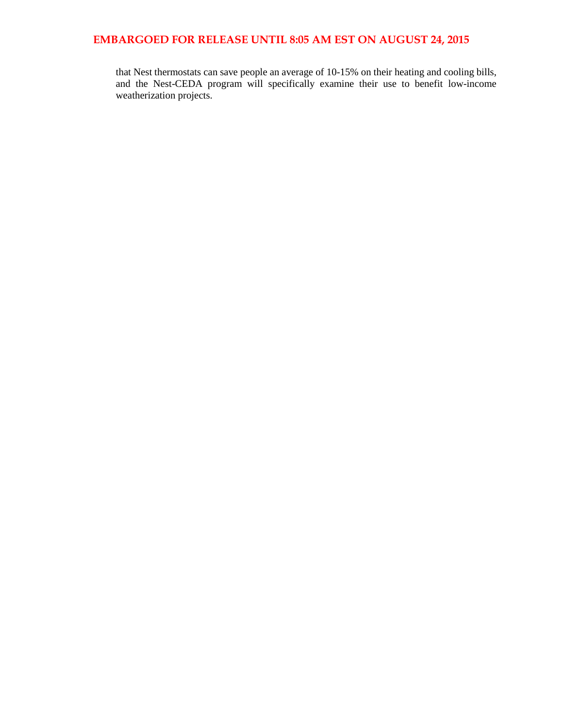that Nest thermostats can save people an average of 10-15% on their heating and cooling bills, and the Nest-CEDA program will specifically examine their use to benefit low-income weatherization projects.